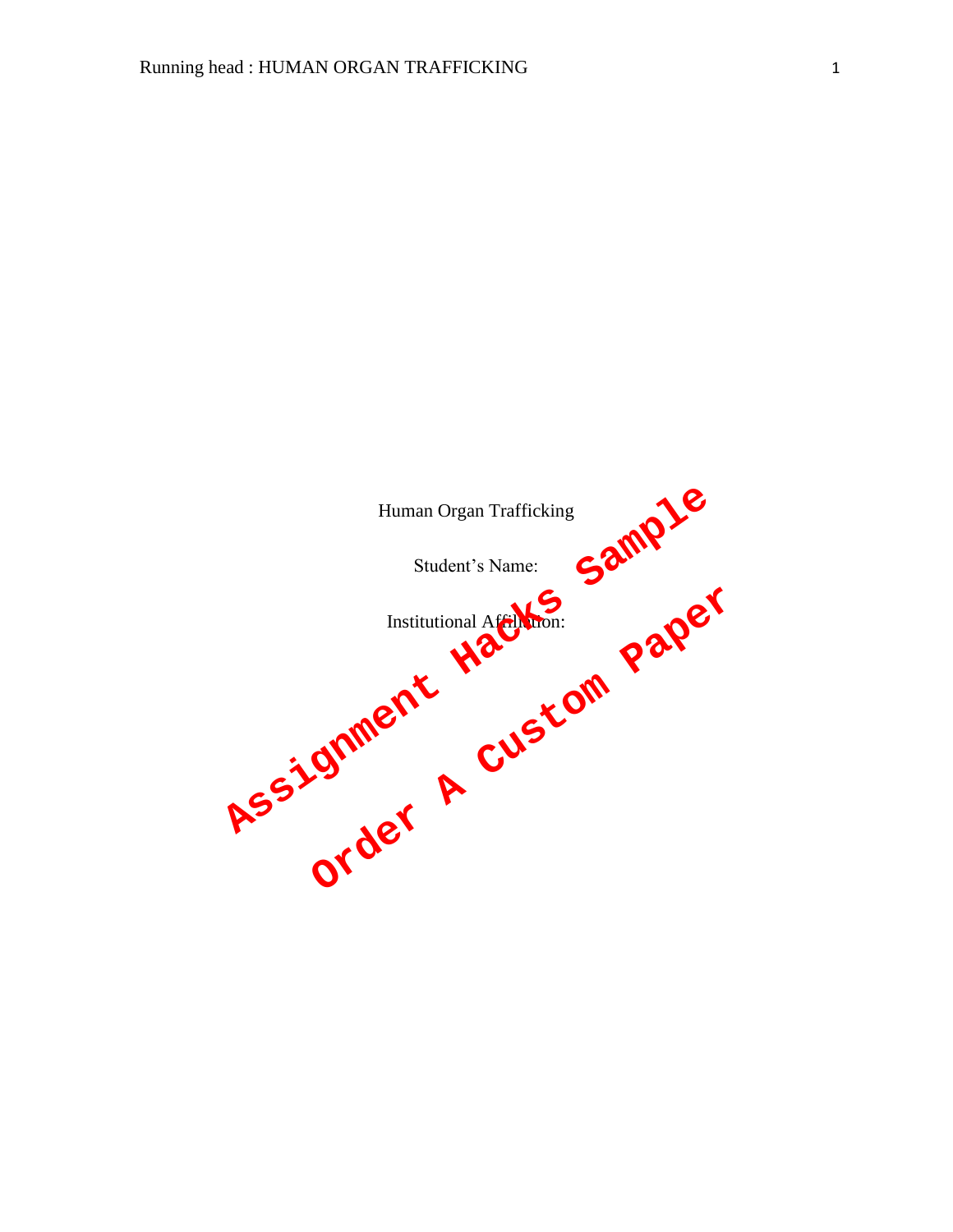Human Organ Trafficking

Student's Name:

Institutional Affiliation:

Assignment Hacks Sample

Order A Custom Paper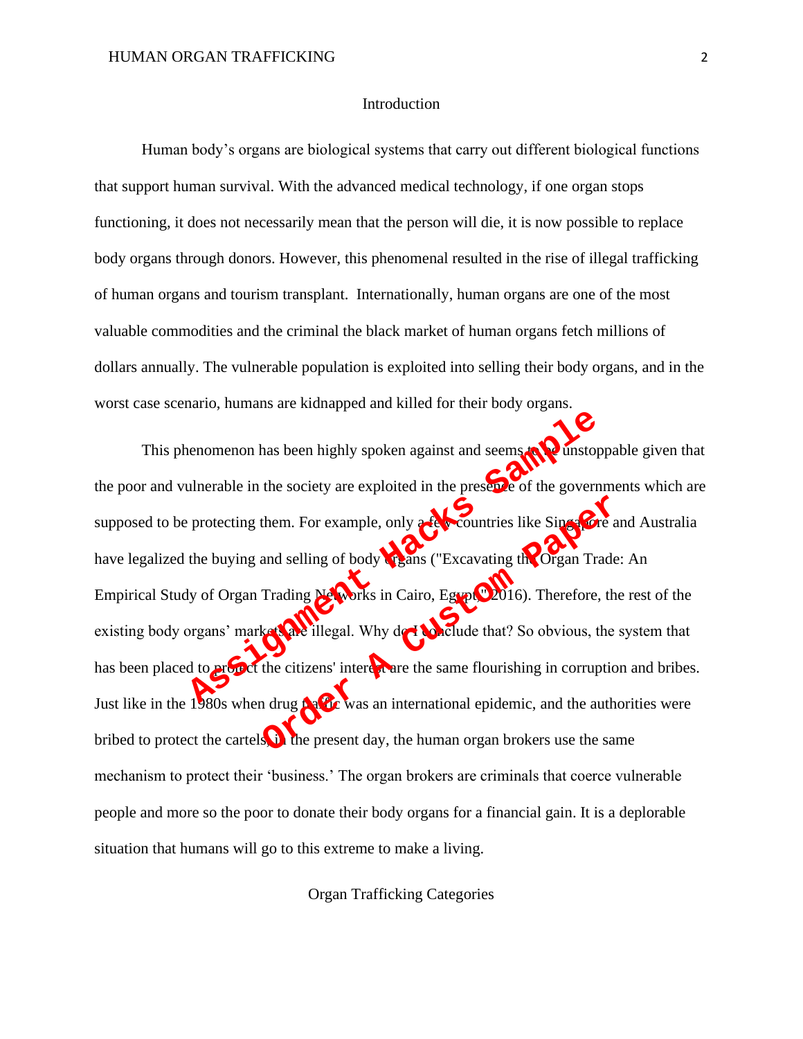## Introduction

Human body's organs are biological systems that carry out different biological functions that support human survival. With the advanced medical technology, if one organ stops functioning, it does not necessarily mean that the person will die, it is now possible to replace body organs through donors. However, this phenomenal resulted in the rise of illegal trafficking of human organs and tourism transplant. Internationally, human organs are one of the most valuable commodities and the criminal the black market of human organs fetch millions of dollars annually. The vulnerable population is exploited into selling their body organs, and in the worst case scenario, humans are kidnapped and killed for their body organs.

This phenomenon has been highly spoken against and seems to be unstoppable given that the poor and vulnerable in the society are exploited in the presence of the governments which are supposed to be protecting them. For example, only a few countries like Singapore and Australia have legalized the buying and selling of body organs ("Excavating the Organ Trade: An Empirical Study of Organ Trading Networks in Cairo, Egypt," 2016). Therefore, the rest of the existing body organs' markets are illegal. Why do I conclude that? So obvious, the system that has been placed to protect the citizens' interest are the same flourishing in corruption and bribes. Just like in the 1980s when drug traffic was an international epidemic, and the authorities were bribed to protect the cartels, in the present day, the human organ brokers use the same mechanism to protect their 'business.' The organ brokers are criminals that coerce vulnerable people and more so the poor to donate their body organs for a financial gain. It is a deplorable situation that humans will go to this extreme to make a living.

## Organ Trafficking Categories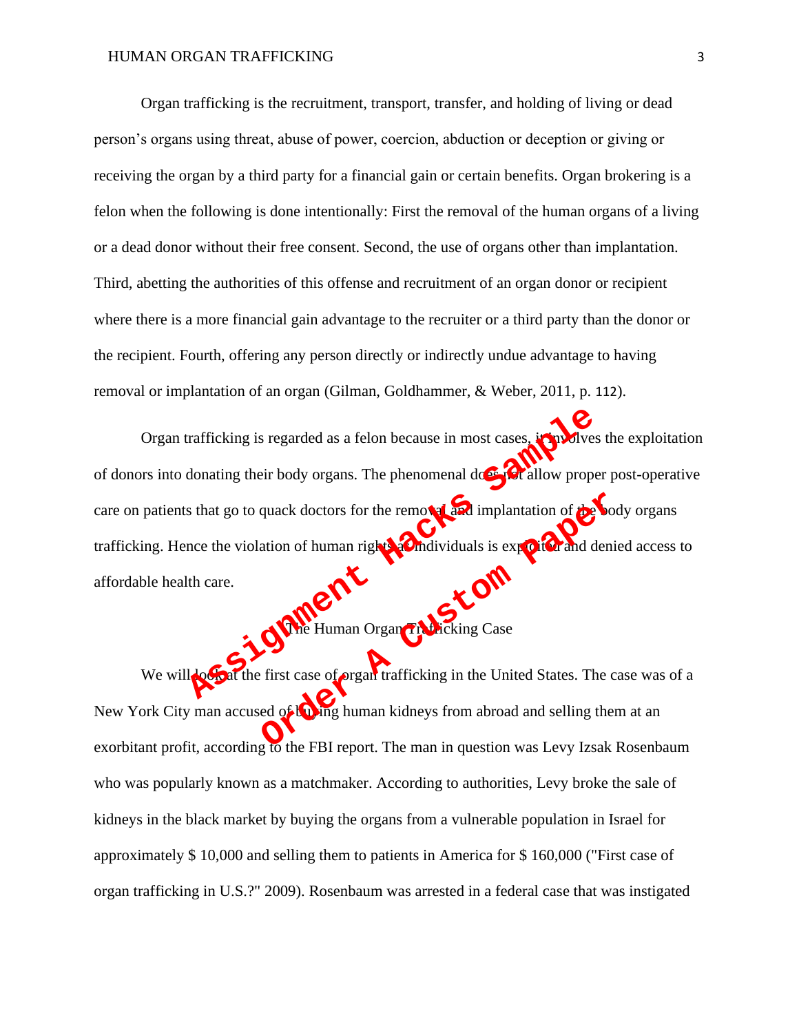Organ trafficking is the recruitment, transport, transfer, and holding of living or dead person's organs using threat, abuse of power, coercion, abduction or deception or giving or receiving the organ by a third party for a financial gain or certain benefits. Organ brokering is a felon when the following is done intentionally: First the removal of the human organs of a living or a dead donor without their free consent. Second, the use of organs other than implantation. Third, abetting the authorities of this offense and recruitment of an organ donor or recipient where there is a more financial gain advantage to the recruiter or a third party than the donor or the recipient. Fourth, offering any person directly or indirectly undue advantage to having removal or implantation of an organ (Gilman, Goldhammer, & Weber, 2011, p. 112).

Organ trafficking is regarded as a felon because in most cases, it involves the exploitation of donors into donating their body organs. The phenomenal does not allow proper post-operative care on patients that go to quack doctors for the removal and implantation of the body organs trafficking. Hence the violation of human rights as individuals is exploited and denied access to affordable health care.

## The Human Organ Trafficking Case

We will look at the first case of organ trafficking in the United States. The case was of a New York City man accused of buying human kidneys from abroad and selling them at an exorbitant profit, according to the FBI report. The man in question was Levy Izsak Rosenbaum who was popularly known as a matchmaker. According to authorities, Levy broke the sale of kidneys in the black market by buying the organs from a vulnerable population in Israel for approximately $ 10,000 and selling them to patients in America for $ 160,000 ("First case of organ trafficking in U.S.?" 2009). Rosenbaum was arrested in a federal case that was instigated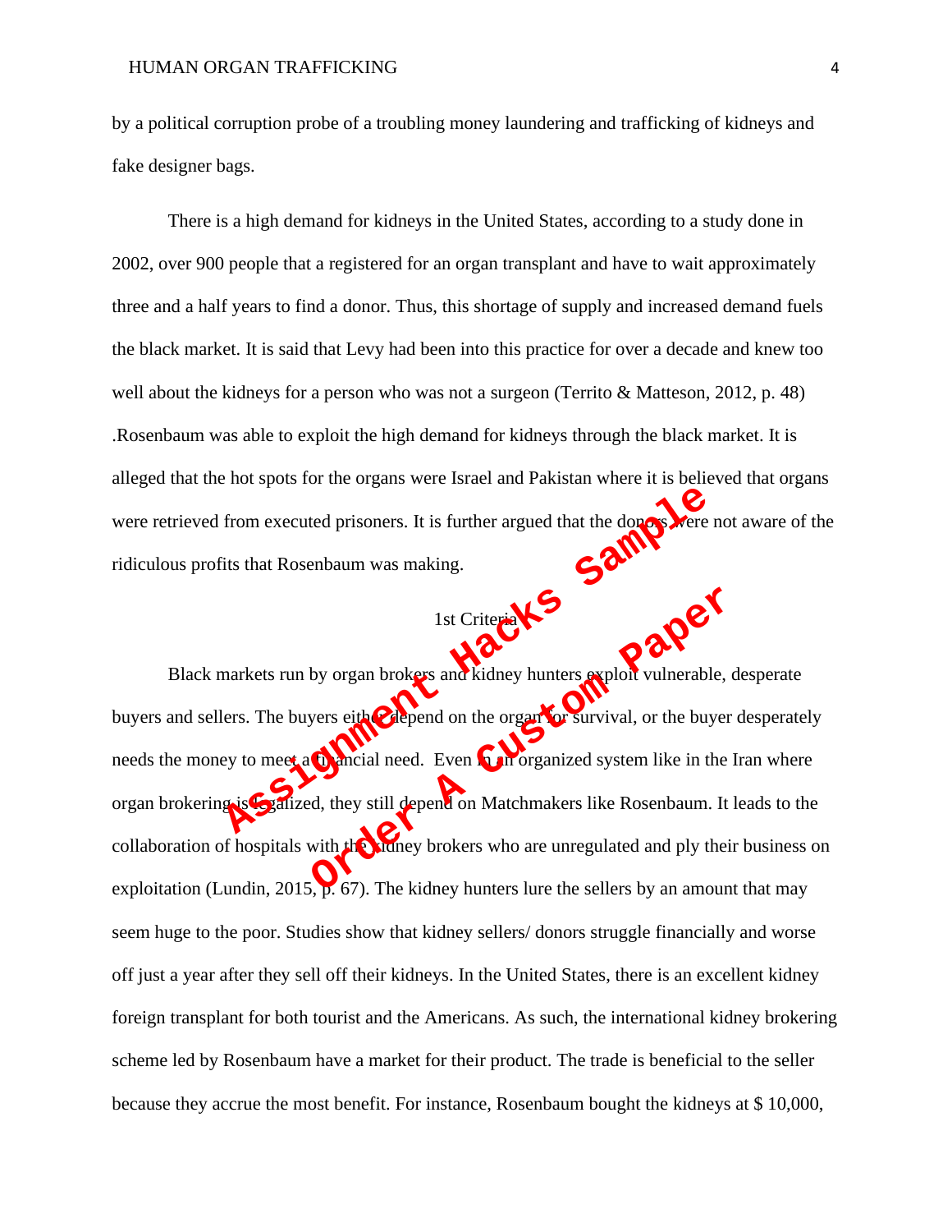by a political corruption probe of a troubling money laundering and trafficking of kidneys and fake designer bags.

There is a high demand for kidneys in the United States, according to a study done in 2002, over 900 people that a registered for an organ transplant and have to wait approximately three and a half years to find a donor. Thus, this shortage of supply and increased demand fuels the black market. It is said that Levy had been into this practice for over a decade and knew too well about the kidneys for a person who was not a surgeon (Territo & Matteson, 2012, p. 48) .Rosenbaum was able to exploit the high demand for kidneys through the black market. It is alleged that the hot spots for the organs were Israel and Pakistan where it is believed that organs were retrieved from executed prisoners. It is further argued that the donors were not aware of the ridiculous profits that Rosenbaum was making.

## 1st Criteria

Black markets run by organ brokers and kidney hunters exploit vulnerable, desperate buyers and sellers. The buyers either depend on the organ for survival, or the buyer desperately needs the money to meet a financial need. Even in an organized system like in the Iran where organ brokering is legalized, they still depend on Matchmakers like Rosenbaum. It leads to the collaboration of hospitals with the kidney brokers who are unregulated and ply their business on exploitation (Lundin, 2015, p. 67). The kidney hunters lure the sellers by an amount that may seem huge to the poor. Studies show that kidney sellers/ donors struggle financially and worse off just a year after they sell off their kidneys. In the United States, there is an excellent kidney foreign transplant for both tourist and the Americans. As such, the international kidney brokering scheme led by Rosenbaum have a market for their product. The trade is beneficial to the seller because they accrue the most benefit. For instance, Rosenbaum bought the kidneys at $ 10,000,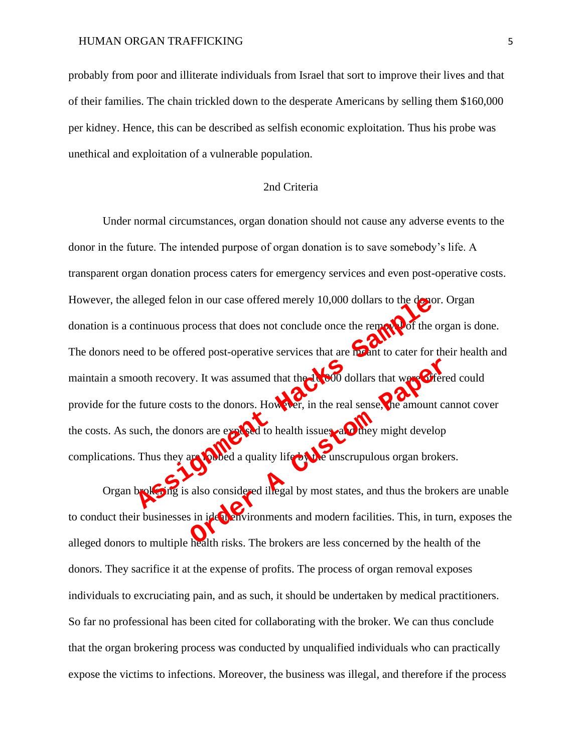probably from poor and illiterate individuals from Israel that sort to improve their lives and that of their families. The chain trickled down to the desperate Americans by selling them $160,000 per kidney. Hence, this can be described as selfish economic exploitation. Thus his probe was unethical and exploitation of a vulnerable population.

## 2nd Criteria

Under normal circumstances, organ donation should not cause any adverse events to the donor in the future. The intended purpose of organ donation is to save somebody's life. A transparent organ donation process caters for emergency services and even post-operative costs. However, the alleged felon in our case offered merely 10,000 dollars to the donor. Organ donation is a continuous process that does not conclude once the removal of the organ is done. The donors need to be offered post-operative services that are meant to cater for their health and maintain a smooth recovery. It was assumed that the 10,000 dollars that were offered could provide for the future costs to the donors. However, in the real sense, the amount cannot cover the costs. As such, the donors are exposed to health issues, and they might develop complications. Thus they are robbed a quality life by the unscrupulous organ brokers.

Organ brokering is also considered illegal by most states, and thus the brokers are unable to conduct their businesses in ideal environments and modern facilities. This, in turn, exposes the alleged donors to multiple health risks. The brokers are less concerned by the health of the donors. They sacrifice it at the expense of profits. The process of organ removal exposes individuals to excruciating pain, and as such, it should be undertaken by medical practitioners. So far no professional has been cited for collaborating with the broker. We can thus conclude that the organ brokering process was conducted by unqualified individuals who can practically expose the victims to infections. Moreover, the business was illegal, and therefore if the process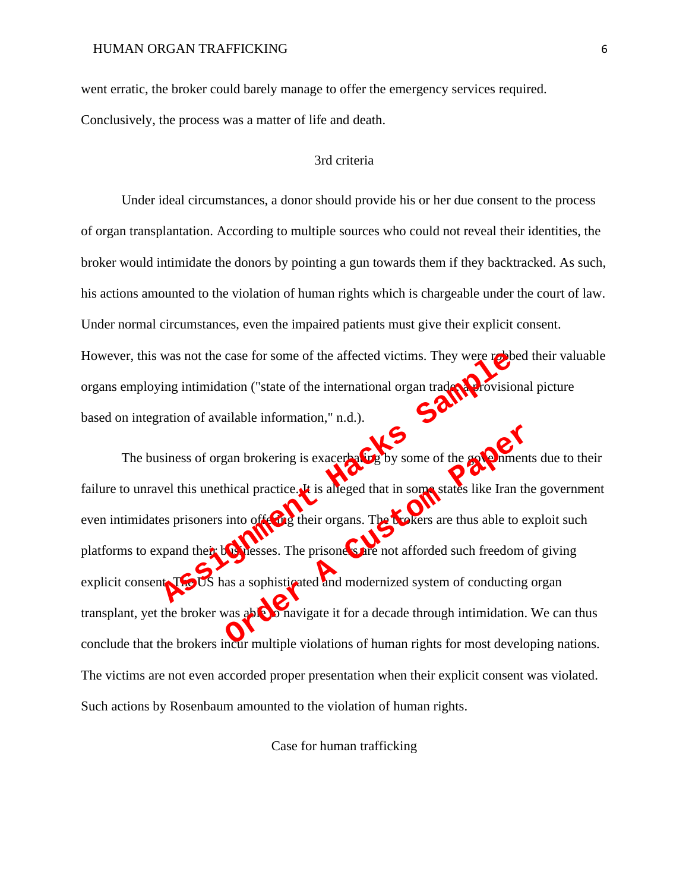went erratic, the broker could barely manage to offer the emergency services required. Conclusively, the process was a matter of life and death.

## 3rd criteria

Under ideal circumstances, a donor should provide his or her due consent to the process of organ transplantation. According to multiple sources who could not reveal their identities, the broker would intimidate the donors by pointing a gun towards them if they backtracked. As such, his actions amounted to the violation of human rights which is chargeable under the court of law. Under normal circumstances, even the impaired patients must give their explicit consent. However, this was not the case for some of the affected victims. They were robbed their valuable organs employing intimidation ("state of the international organ trade: a provisional picture based on integration of available information," n.d.).

The business of organ brokering is exacerbating by some of the governments due to their failure to unravel this unethical practice. It is alleged that in some states like Iran the government even intimidates prisoners into offering their organs. The brokers are thus able to exploit such platforms to expand their businesses. The prisoners are not afforded such freedom of giving explicit consent. The US has a sophisticated and modernized system of conducting organ transplant, yet the broker was able to navigate it for a decade through intimidation. We can thus conclude that the brokers incur multiple violations of human rights for most developing nations. The victims are not even accorded proper presentation when their explicit consent was violated. Such actions by Rosenbaum amounted to the violation of human rights.

## Case for human trafficking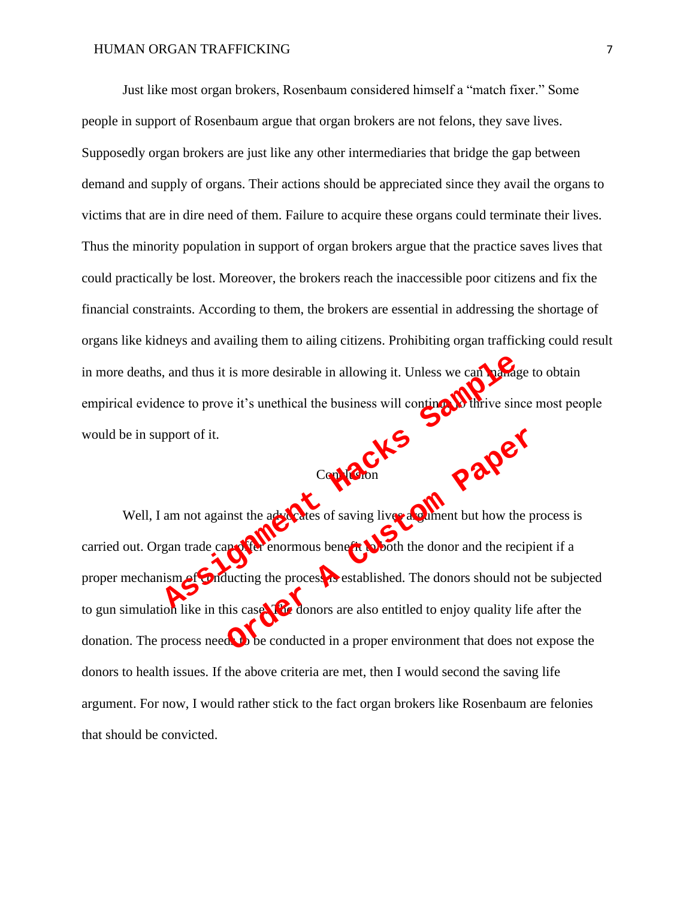Just like most organ brokers, Rosenbaum considered himself a "match fixer." Some people in support of Rosenbaum argue that organ brokers are not felons, they save lives. Supposedly organ brokers are just like any other intermediaries that bridge the gap between demand and supply of organs. Their actions should be appreciated since they avail the organs to victims that are in dire need of them. Failure to acquire these organs could terminate their lives. Thus the minority population in support of organ brokers argue that the practice saves lives that could practically be lost. Moreover, the brokers reach the inaccessible poor citizens and fix the financial constraints. According to them, the brokers are essential in addressing the shortage of organs like kidneys and availing them to ailing citizens. Prohibiting organ trafficking could result in more deaths, and thus it is more desirable in allowing it. Unless we can manage to obtain empirical evidence to prove it's unethical the business will continue to thrive since most people would be in support of it.

## Conclusion

Well, I am not against the advocates of saving lives argument but how the process is carried out. Organ trade can offer enormous benefit to both the donor and the recipient if a proper mechanism of conducting the process is established. The donors should not be subjected to gun simulation like in this case. The donors are also entitled to enjoy quality life after the donation. The process needs to be conducted in a proper environment that does not expose the donors to health issues. If the above criteria are met, then I would second the saving life argument. For now, I would rather stick to the fact organ brokers like Rosenbaum are felonies that should be convicted.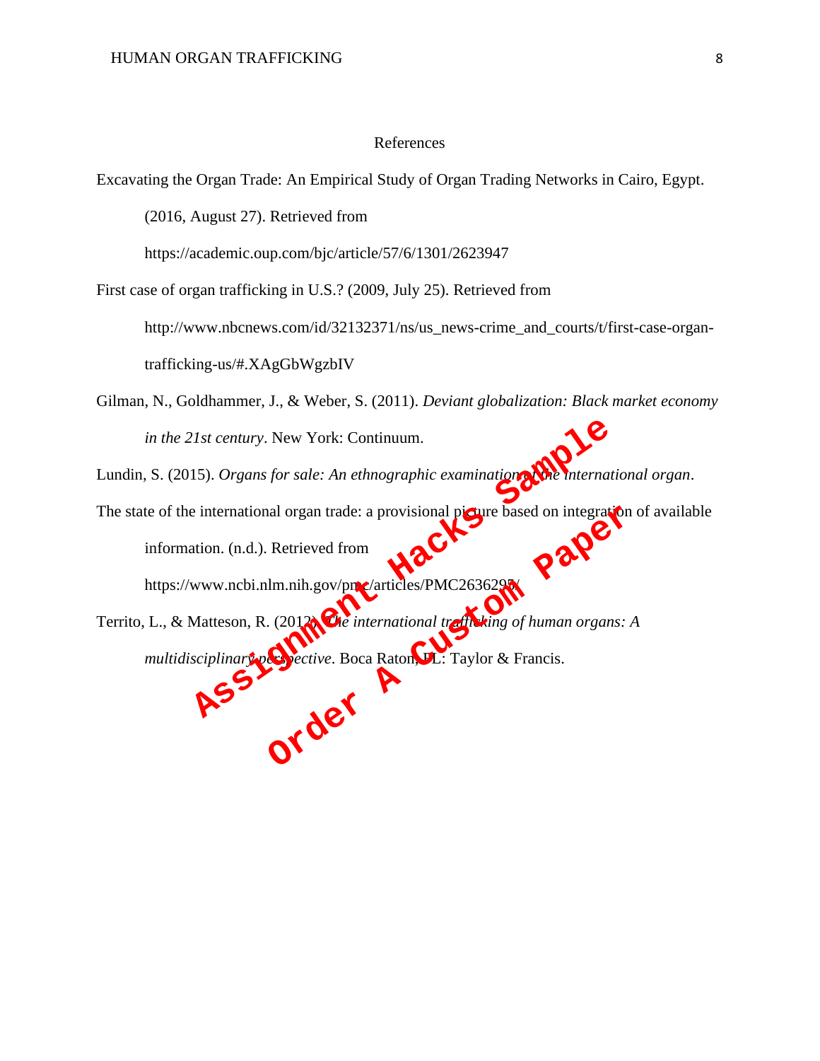# References

Excavating the Organ Trade: An Empirical Study of Organ Trading Networks in Cairo, Egypt. (2016, August 27). Retrieved from https://academic.oup.com/bjc/article/57/6/1301/2623947

First case of organ trafficking in U.S.? (2009, July 25). Retrieved from http://www.nbcnews.com/id/32132371/ns/us_news-crime_and_courts/t/first-case-organ-trafficking-us/#.XAgGbWgzbIV

Gilman, N., Goldhammer, J., & Weber, S. (2011). *Deviant globalization: Black market economy in the 21st century*. New York: Continuum.

Lundin, S. (2015). *Organs for sale: An ethnographic examination of the international organ*.

The state of the international organ trade: a provisional picture based on integration of available information. (n.d.). Retrieved from https://www.ncbi.nlm.nih.gov/pmc/articles/PMC2636295/

Territo, L., & Matteson, R. (2012). *The international trafficking of human organs: A multidisciplinary perspective*. Boca Raton, FL: Taylor & Francis.